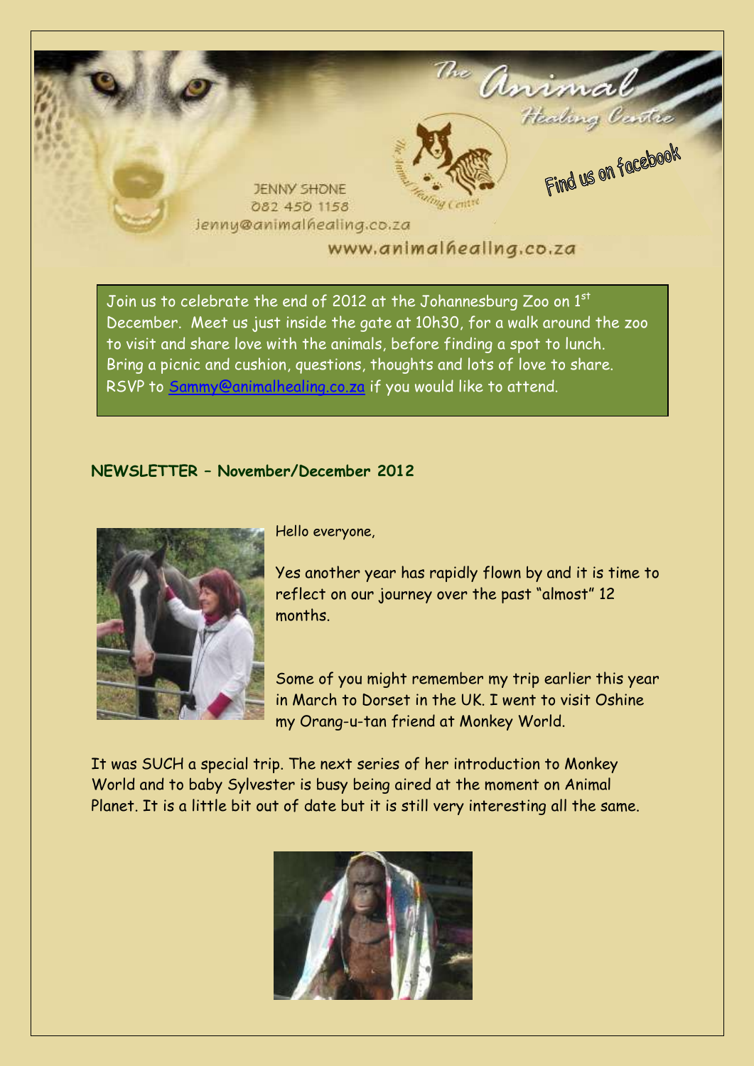The Animal Healing Centre

JENNY SHONE
082 450 1158
jenny@animalhealing.co.za

www.animalhealing.co.za

Find us on facebook

Join us to celebrate the end of 2012 at the Johannesburg Zoo on 1st December. Meet us just inside the gate at 10h30, for a walk around the zoo to visit and share love with the animals, before finding a spot to lunch. Bring a picnic and cushion, questions, thoughts and lots of love to share. RSVP to Sammy@animalhealing.co.za if you would like to attend.

## NEWSLETTER – November/December 2012

Hello everyone,

Yes another year has rapidly flown by and it is time to reflect on our journey over the past "almost" 12 months.

Some of you might remember my trip earlier this year in March to Dorset in the UK. I went to visit Oshine my Orang-u-tan friend at Monkey World.

It was SUCH a special trip. The next series of her introduction to Monkey World and to baby Sylvester is busy being aired at the moment on Animal Planet. It is a little bit out of date but it is still very interesting all the same.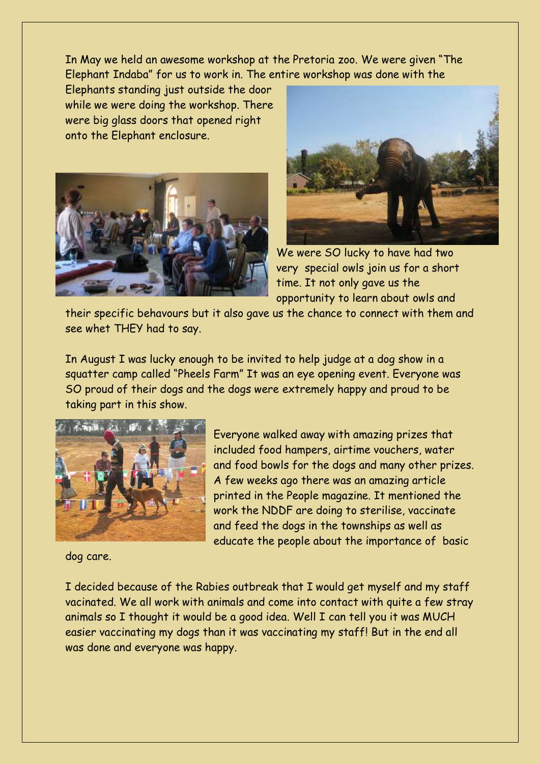In May we held an awesome workshop at the Pretoria zoo. We were given "The Elephant Indaba" for us to work in. The entire workshop was done with the Elephants standing just outside the door while we were doing the workshop. There were big glass doors that opened right onto the Elephant enclosure.

We were SO lucky to have had two very special owls join us for a short time. It not only gave us the opportunity to learn about owls and their specific behaviours but it also gave us the chance to connect with them and see whet THEY had to say.

In August I was lucky enough to be invited to help judge at a dog show in a squatter camp called "Pheels Farm" It was an eye opening event. Everyone was SO proud of their dogs and the dogs were extremely happy and proud to be taking part in this show.

Everyone walked away with amazing prizes that included food hampers, airtime vouchers, water and food bowls for the dogs and many other prizes. A few weeks ago there was an amazing article printed in the People magazine. It mentioned the work the NDDF are doing to sterilise, vaccinate and feed the dogs in the townships as well as educate the people about the importance of basic dog care.

I decided because of the Rabies outbreak that I would get myself and my staff vacinated. We all work with animals and come into contact with quite a few stray animals so I thought it would be a good idea. Well I can tell you it was MUCH easier vaccinating my dogs than it was vaccinating my staff! But in the end all was done and everyone was happy.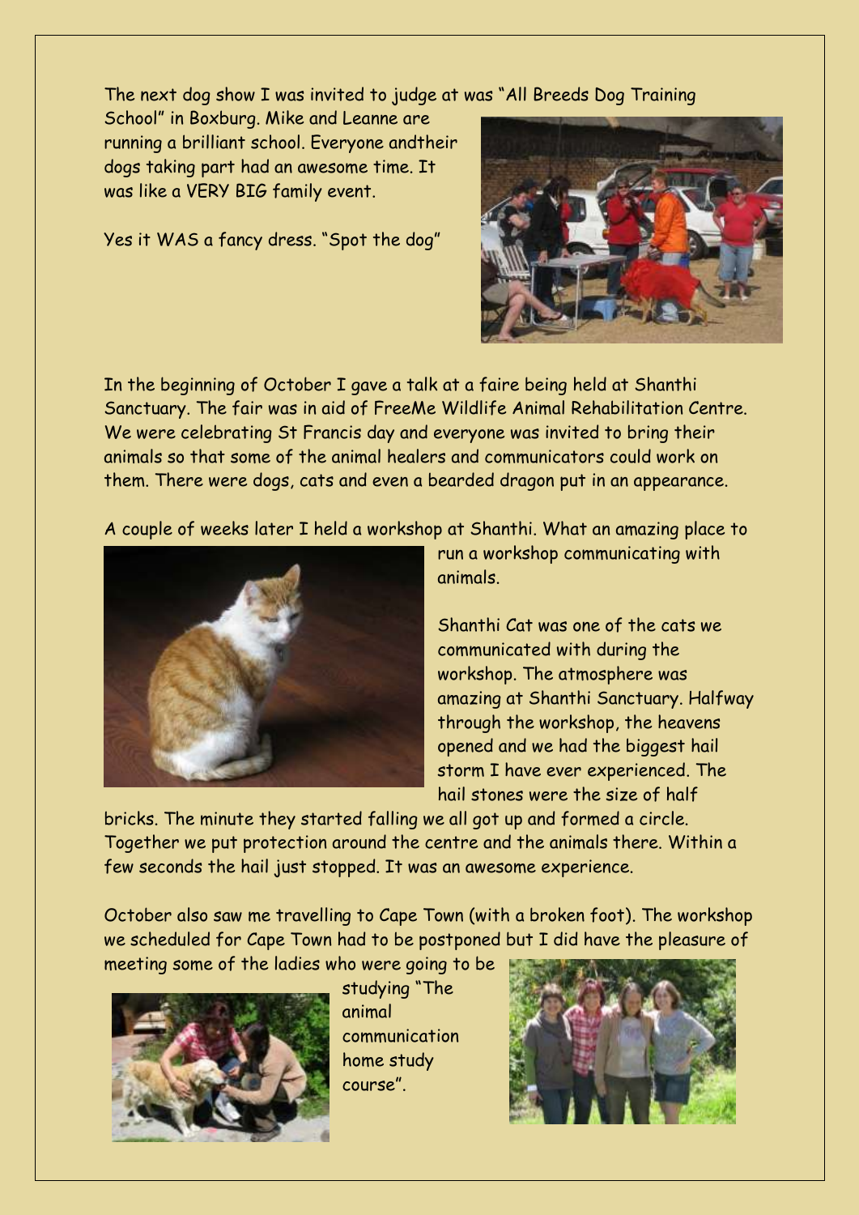The next dog show I was invited to judge at was "All Breeds Dog Training School" in Boxburg. Mike and Leanne are running a brilliant school. Everyone andtheir dogs taking part had an awesome time. It was like a VERY BIG family event.

Yes it WAS a fancy dress. "Spot the dog"

In the beginning of October I gave a talk at a faire being held at Shanthi Sanctuary. The fair was in aid of FreeMe Wildlife Animal Rehabilitation Centre. We were celebrating St Francis day and everyone was invited to bring their animals so that some of the animal healers and communicators could work on them. There were dogs, cats and even a bearded dragon put in an appearance.

A couple of weeks later I held a workshop at Shanthi. What an amazing place to run a workshop communicating with animals.

Shanthi Cat was one of the cats we communicated with during the workshop. The atmosphere was amazing at Shanthi Sanctuary. Halfway through the workshop, the heavens opened and we had the biggest hail storm I have ever experienced. The hail stones were the size of half bricks. The minute they started falling we all got up and formed a circle. Together we put protection around the centre and the animals there. Within a few seconds the hail just stopped. It was an awesome experience.

October also saw me travelling to Cape Town (with a broken foot). The workshop we scheduled for Cape Town had to be postponed but I did have the pleasure of meeting some of the ladies who were going to be studying "The animal communication home study course".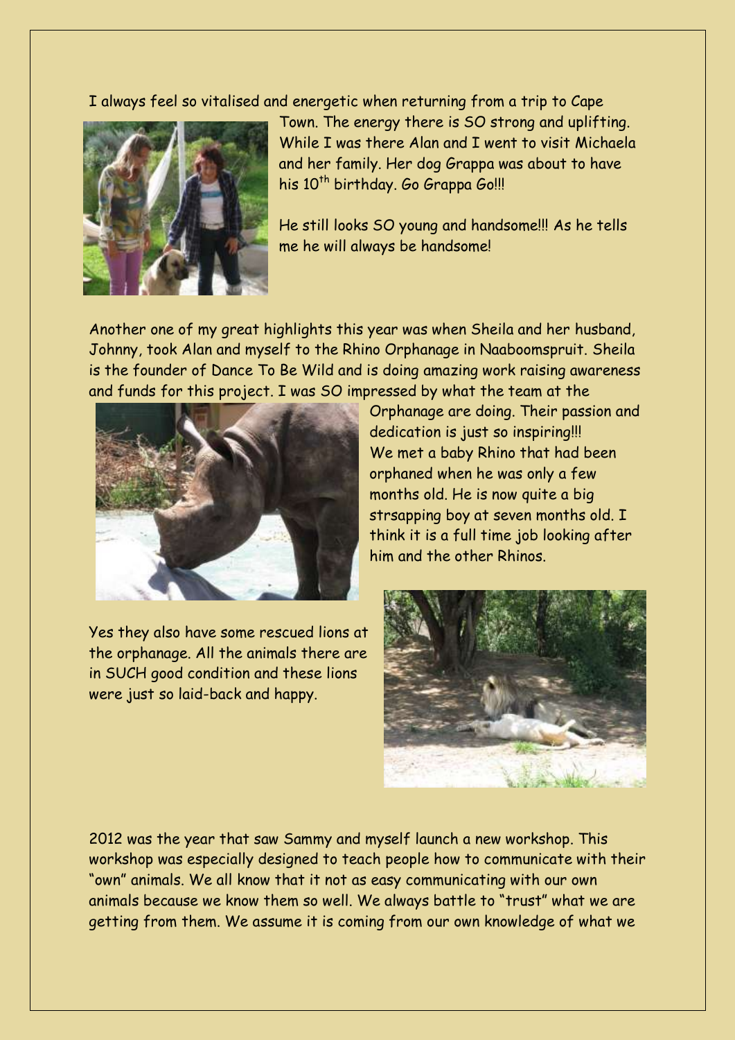I always feel so vitalised and energetic when returning from a trip to Cape Town. The energy there is SO strong and uplifting. While I was there Alan and I went to visit Michaela and her family. Her dog Grappa was about to have his 10th birthday. Go Grappa Go!!!

He still looks SO young and handsome!!! As he tells me he will always be handsome!

Another one of my great highlights this year was when Sheila and her husband, Johnny, took Alan and myself to the Rhino Orphanage in Naaboomspruit. Sheila is the founder of Dance To Be Wild and is doing amazing work raising awareness and funds for this project. I was SO impressed by what the team at the Orphanage are doing. Their passion and dedication is just so inspiring!!! We met a baby Rhino that had been orphaned when he was only a few months old. He is now quite a big strsapping boy at seven months old. I think it is a full time job looking after him and the other Rhinos.

Yes they also have some rescued lions at the orphanage. All the animals there are in SUCH good condition and these lions were just so laid-back and happy.

2012 was the year that saw Sammy and myself launch a new workshop. This workshop was especially designed to teach people how to communicate with their "own" animals. We all know that it not as easy communicating with our own animals because we know them so well. We always battle to "trust" what we are getting from them. We assume it is coming from our own knowledge of what we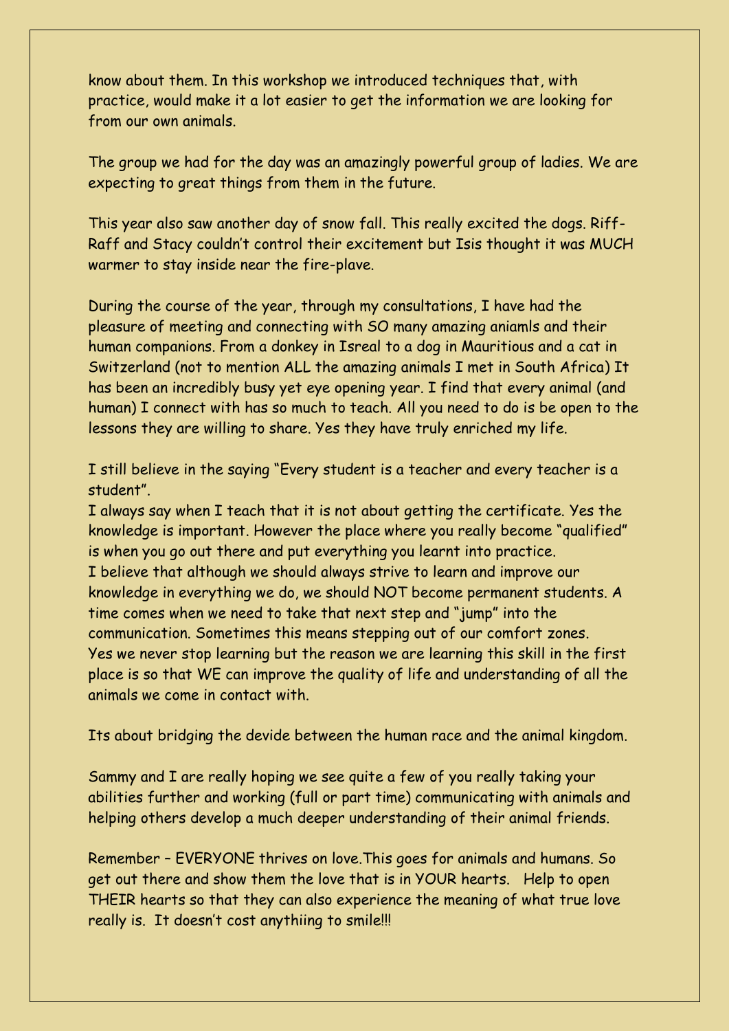know about them. In this workshop we introduced techniques that, with practice, would make it a lot easier to get the information we are looking for from our own animals.

The group we had for the day was an amazingly powerful group of ladies. We are expecting to great things from them in the future.

This year also saw another day of snow fall. This really excited the dogs. Riff-Raff and Stacy couldn't control their excitement but Isis thought it was MUCH warmer to stay inside near the fire-plave.

During the course of the year, through my consultations, I have had the pleasure of meeting and connecting with SO many amazing aniamls and their human companions. From a donkey in Isreal to a dog in Mauritious and a cat in Switzerland (not to mention ALL the amazing animals I met in South Africa) It has been an incredibly busy yet eye opening year. I find that every animal (and human) I connect with has so much to teach. All you need to do is be open to the lessons they are willing to share. Yes they have truly enriched my life.

I still believe in the saying "Every student is a teacher and every teacher is a student".
I always say when I teach that it is not about getting the certificate. Yes the knowledge is important. However the place where you really become "qualified" is when you go out there and put everything you learnt into practice.
I believe that although we should always strive to learn and improve our knowledge in everything we do, we should NOT become permanent students. A time comes when we need to take that next step and "jump" into the communication. Sometimes this means stepping out of our comfort zones.
Yes we never stop learning but the reason we are learning this skill in the first place is so that WE can improve the quality of life and understanding of all the animals we come in contact with.

Its about bridging the devide between the human race and the animal kingdom.

Sammy and I are really hoping we see quite a few of you really taking your abilities further and working (full or part time) communicating with animals and helping others develop a much deeper understanding of their animal friends.

Remember – EVERYONE thrives on love.This goes for animals and humans. So get out there and show them the love that is in YOUR hearts. Help to open THEIR hearts so that they can also experience the meaning of what true love really is. It doesn't cost anythiing to smile!!!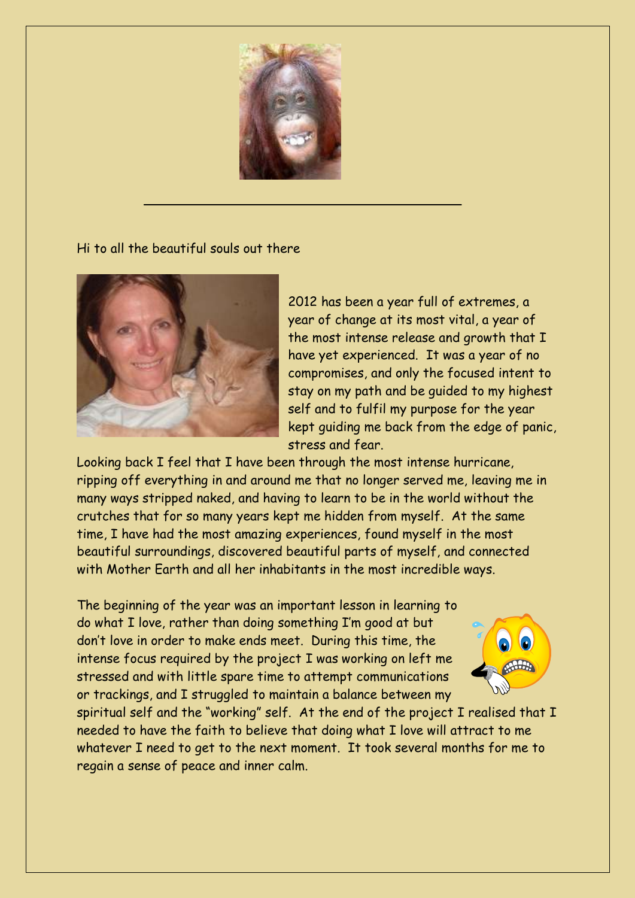Hi to all the beautiful souls out there

2012 has been a year full of extremes, a year of change at its most vital, a year of the most intense release and growth that I have yet experienced. It was a year of no compromises, and only the focused intent to stay on my path and be guided to my highest self and to fulfil my purpose for the year kept guiding me back from the edge of panic, stress and fear.

Looking back I feel that I have been through the most intense hurricane, ripping off everything in and around me that no longer served me, leaving me in many ways stripped naked, and having to learn to be in the world without the crutches that for so many years kept me hidden from myself. At the same time, I have had the most amazing experiences, found myself in the most beautiful surroundings, discovered beautiful parts of myself, and connected with Mother Earth and all her inhabitants in the most incredible ways.

The beginning of the year was an important lesson in learning to do what I love, rather than doing something I'm good at but don't love in order to make ends meet. During this time, the intense focus required by the project I was working on left me stressed and with little spare time to attempt communications or trackings, and I struggled to maintain a balance between my spiritual self and the "working" self. At the end of the project I realised that I needed to have the faith to believe that doing what I love will attract to me whatever I need to get to the next moment. It took several months for me to regain a sense of peace and inner calm.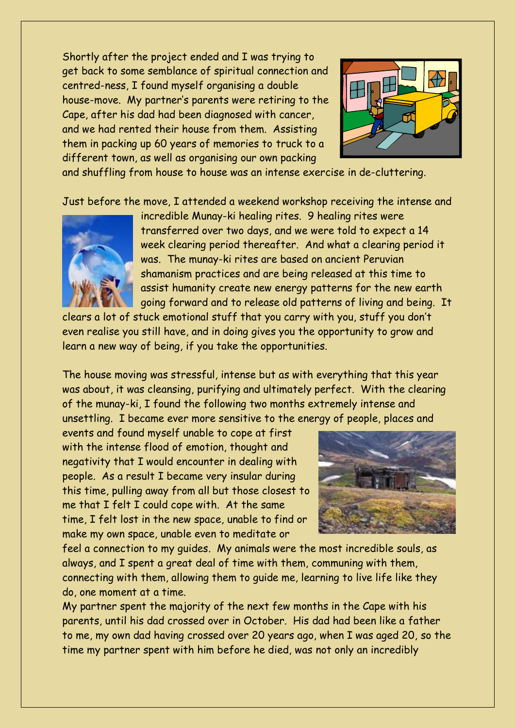Shortly after the project ended and I was trying to get back to some semblance of spiritual connection and centred-ness, I found myself organising a double house-move. My partner's parents were retiring to the Cape, after his dad had been diagnosed with cancer, and we had rented their house from them. Assisting them in packing up 60 years of memories to truck to a different town, as well as organising our own packing and shuffling from house to house was an intense exercise in de-cluttering.

Just before the move, I attended a weekend workshop receiving the intense and incredible Munay-ki healing rites. 9 healing rites were transferred over two days, and we were told to expect a 14 week clearing period thereafter. And what a clearing period it was. The munay-ki rites are based on ancient Peruvian shamanism practices and are being released at this time to assist humanity create new energy patterns for the new earth going forward and to release old patterns of living and being. It clears a lot of stuck emotional stuff that you carry with you, stuff you don't even realise you still have, and in doing gives you the opportunity to grow and learn a new way of being, if you take the opportunities.

The house moving was stressful, intense but as with everything that this year was about, it was cleansing, purifying and ultimately perfect. With the clearing of the munay-ki, I found the following two months extremely intense and unsettling. I became ever more sensitive to the energy of people, places and events and found myself unable to cope at first with the intense flood of emotion, thought and negativity that I would encounter in dealing with people. As a result I became very insular during this time, pulling away from all but those closest to me that I felt I could cope with. At the same time, I felt lost in the new space, unable to find or make my own space, unable even to meditate or feel a connection to my guides. My animals were the most incredible souls, as always, and I spent a great deal of time with them, communing with them, connecting with them, allowing them to guide me, learning to live life like they do, one moment at a time.

My partner spent the majority of the next few months in the Cape with his parents, until his dad crossed over in October. His dad had been like a father to me, my own dad having crossed over 20 years ago, when I was aged 20, so the time my partner spent with him before he died, was not only an incredibly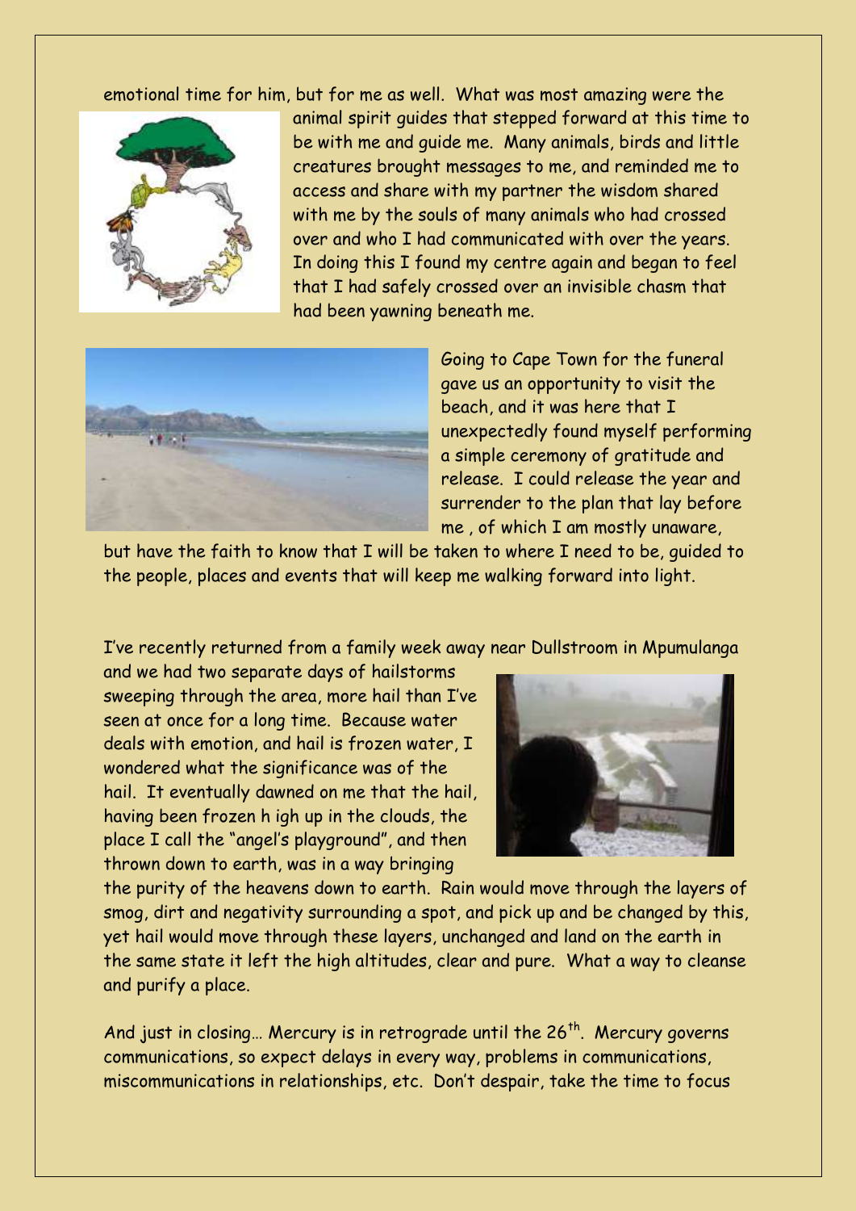emotional time for him, but for me as well. What was most amazing were the animal spirit guides that stepped forward at this time to be with me and guide me. Many animals, birds and little creatures brought messages to me, and reminded me to access and share with my partner the wisdom shared with me by the souls of many animals who had crossed over and who I had communicated with over the years. In doing this I found my centre again and began to feel that I had safely crossed over an invisible chasm that had been yawning beneath me.

Going to Cape Town for the funeral gave us an opportunity to visit the beach, and it was here that I unexpectedly found myself performing a simple ceremony of gratitude and release. I could release the year and surrender to the plan that lay before me , of which I am mostly unaware, but have the faith to know that I will be taken to where I need to be, guided to the people, places and events that will keep me walking forward into light.

I've recently returned from a family week away near Dullstroom in Mpumulanga and we had two separate days of hailstorms sweeping through the area, more hail than I've seen at once for a long time. Because water deals with emotion, and hail is frozen water, I wondered what the significance was of the hail. It eventually dawned on me that the hail, having been frozen h igh up in the clouds, the place I call the "angel's playground", and then thrown down to earth, was in a way bringing the purity of the heavens down to earth. Rain would move through the layers of smog, dirt and negativity surrounding a spot, and pick up and be changed by this, yet hail would move through these layers, unchanged and land on the earth in the same state it left the high altitudes, clear and pure. What a way to cleanse and purify a place.

And just in closing… Mercury is in retrograde until the 26$^{th}$. Mercury governs communications, so expect delays in every way, problems in communications, miscommunications in relationships, etc. Don't despair, take the time to focus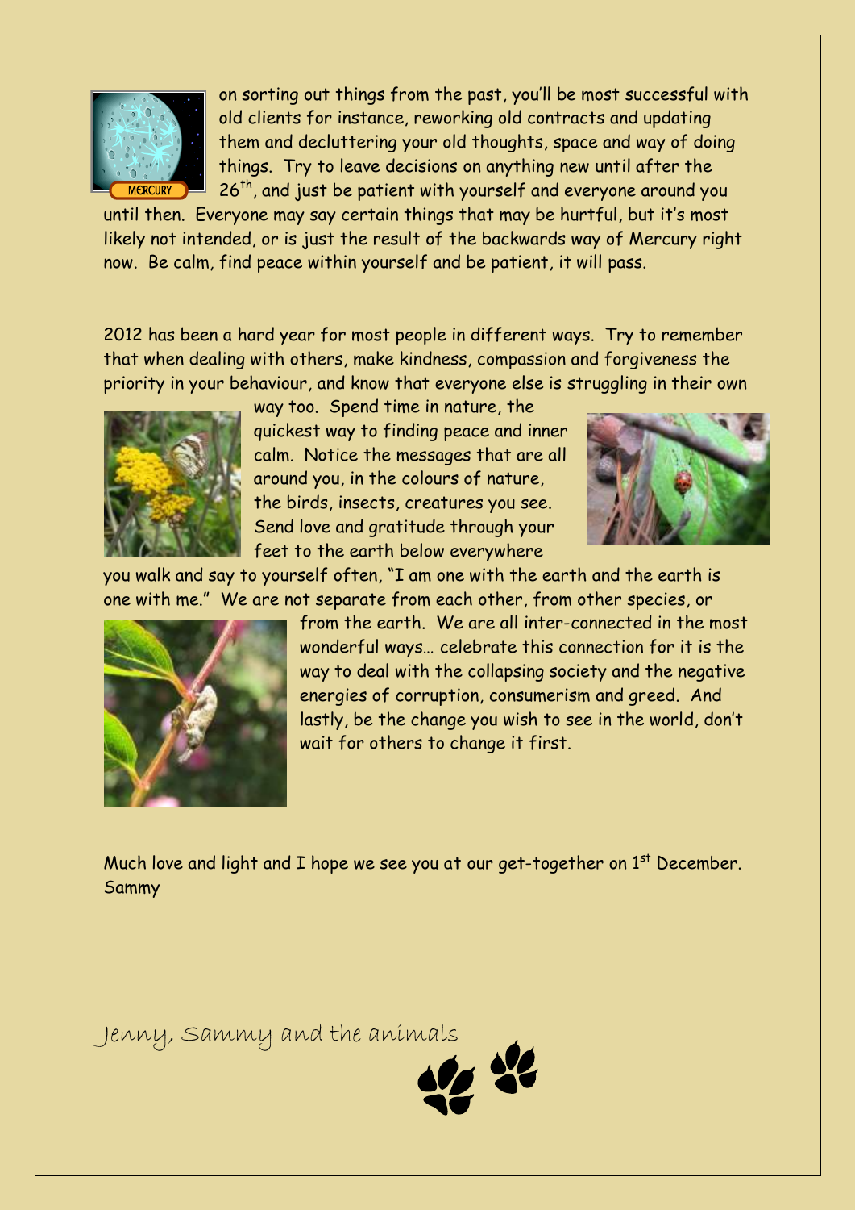on sorting out things from the past, you'll be most successful with old clients for instance, reworking old contracts and updating them and decluttering your old thoughts, space and way of doing things. Try to leave decisions on anything new until after the 26th, and just be patient with yourself and everyone around you until then. Everyone may say certain things that may be hurtful, but it's most likely not intended, or is just the result of the backwards way of Mercury right now. Be calm, find peace within yourself and be patient, it will pass.

2012 has been a hard year for most people in different ways. Try to remember that when dealing with others, make kindness, compassion and forgiveness the priority in your behaviour, and know that everyone else is struggling in their own way too. Spend time in nature, the quickest way to finding peace and inner calm. Notice the messages that are all around you, in the colours of nature, the birds, insects, creatures you see. Send love and gratitude through your feet to the earth below everywhere you walk and say to yourself often, "I am one with the earth and the earth is one with me." We are not separate from each other, from other species, or from the earth. We are all inter-connected in the most wonderful ways… celebrate this connection for it is the way to deal with the collapsing society and the negative energies of corruption, consumerism and greed. And lastly, be the change you wish to see in the world, don't wait for others to change it first.

Much love and light and I hope we see you at our get-together on 1st December.
Sammy

Jenny, Sammy and the animals